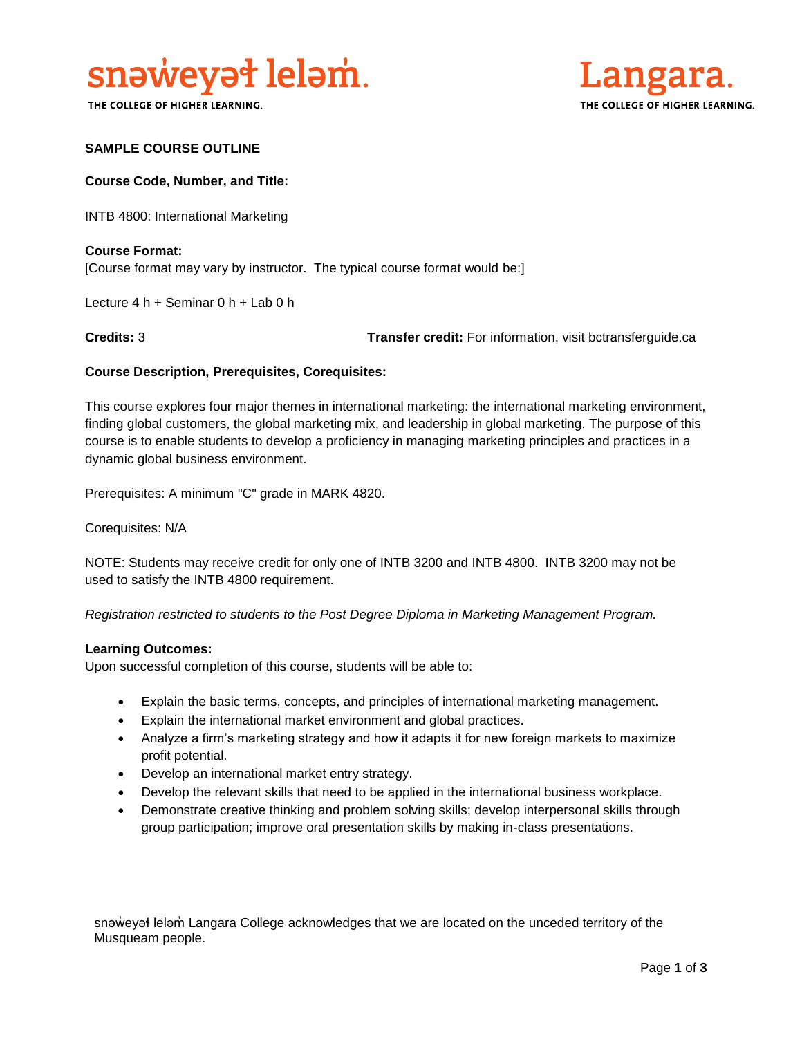snəw̓eyəɬ leləm̓.
THE COLLEGE OF HIGHER LEARNING.

Langara.
THE COLLEGE OF HIGHER LEARNING.

**SAMPLE COURSE OUTLINE**

**Course Code, Number, and Title:**

INTB 4800: International Marketing

**Course Format:**
[Course format may vary by instructor. The typical course format would be:]

Lecture 4 h + Seminar 0 h + Lab 0 h

**Credits:** 3 **Transfer credit:** For information, visit bctransferguide.ca

**Course Description, Prerequisites, Corequisites:**

This course explores four major themes in international marketing: the international marketing environment, finding global customers, the global marketing mix, and leadership in global marketing. The purpose of this course is to enable students to develop a proficiency in managing marketing principles and practices in a dynamic global business environment.

Prerequisites: A minimum "C" grade in MARK 4820.

Corequisites: N/A

NOTE: Students may receive credit for only one of INTB 3200 and INTB 4800. INTB 3200 may not be used to satisfy the INTB 4800 requirement.

*Registration restricted to students to the Post Degree Diploma in Marketing Management Program.*

**Learning Outcomes:**
Upon successful completion of this course, students will be able to:

- Explain the basic terms, concepts, and principles of international marketing management.
- Explain the international market environment and global practices.
- Analyze a firm's marketing strategy and how it adapts it for new foreign markets to maximize profit potential.
- Develop an international market entry strategy.
- Develop the relevant skills that need to be applied in the international business workplace.
- Demonstrate creative thinking and problem solving skills; develop interpersonal skills through group participation; improve oral presentation skills by making in-class presentations.

snəw̓eyəɬ leləm̓ Langara College acknowledges that we are located on the unceded territory of the Musqueam people.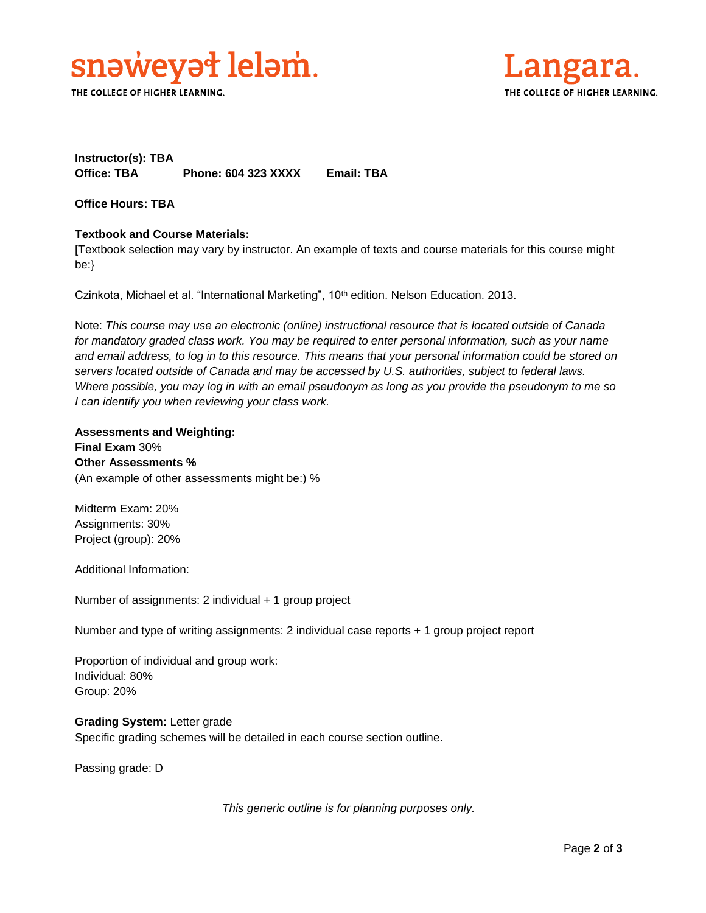**Instructor(s): TBA**
**Office: TBA** **Phone: 604 323 XXXX** **Email: TBA**

**Office Hours: TBA**

**Textbook and Course Materials:**
[Textbook selection may vary by instructor. An example of texts and course materials for this course might be:}

Czinkota, Michael et al. “International Marketing”, 10th edition. Nelson Education. 2013.

Note: *This course may use an electronic (online) instructional resource that is located outside of Canada for mandatory graded class work. You may be required to enter personal information, such as your name and email address, to log in to this resource. This means that your personal information could be stored on servers located outside of Canada and may be accessed by U.S. authorities, subject to federal laws. Where possible, you may log in with an email pseudonym as long as you provide the pseudonym to me so I can identify you when reviewing your class work.*

**Assessments and Weighting:**
**Final Exam** 30%
**Other Assessments %**
(An example of other assessments might be:) %

Midterm Exam: 20%
Assignments: 30%
Project (group): 20%

Additional Information:

Number of assignments: 2 individual + 1 group project

Number and type of writing assignments: 2 individual case reports + 1 group project report

Proportion of individual and group work:
Individual: 80%
Group: 20%

**Grading System:** Letter grade
Specific grading schemes will be detailed in each course section outline.

Passing grade: D

*This generic outline is for planning purposes only.*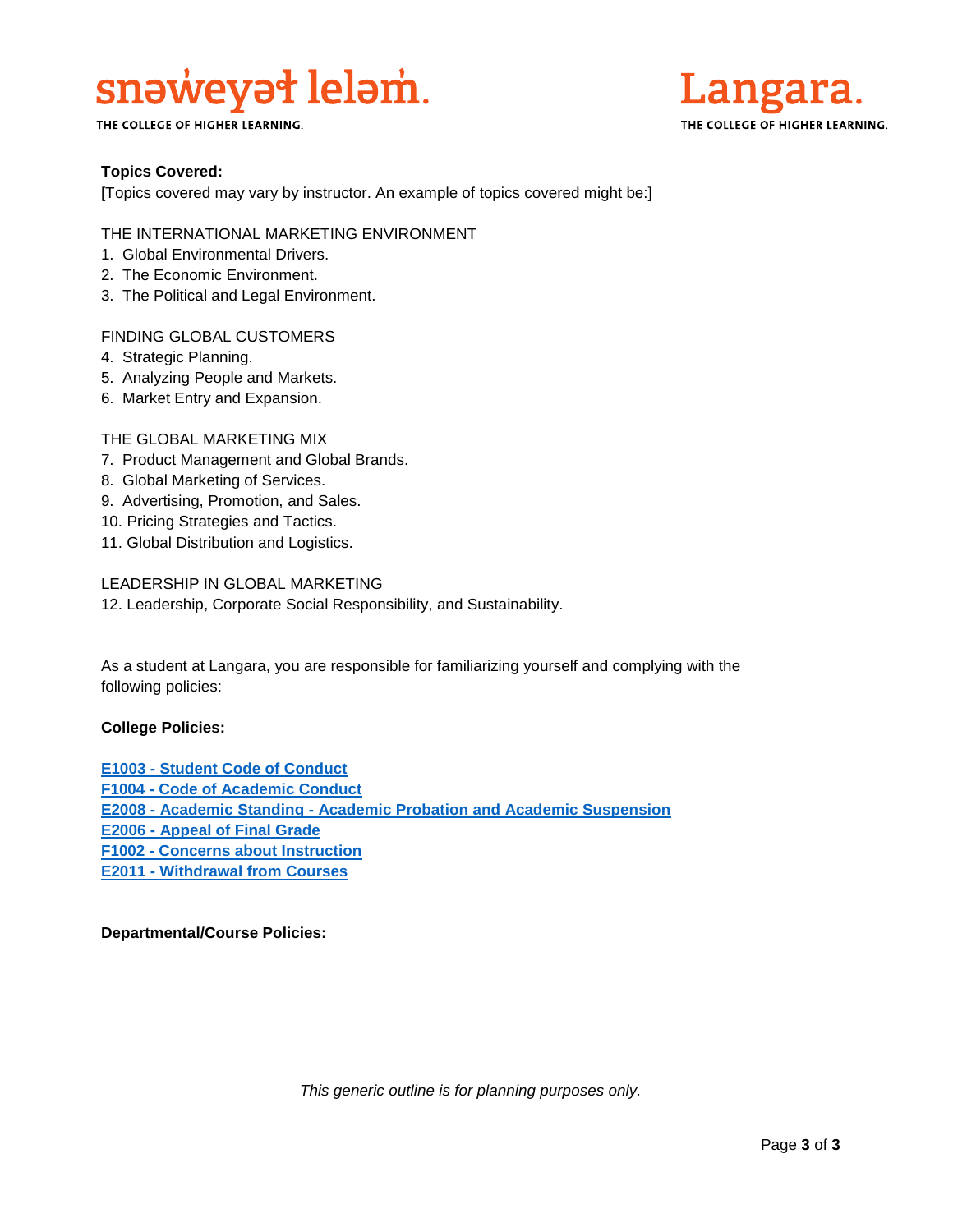**Topics Covered:**

[Topics covered may vary by instructor. An example of topics covered might be:]

THE INTERNATIONAL MARKETING ENVIRONMENT

1. Global Environmental Drivers.
2. The Economic Environment.
3. The Political and Legal Environment.

FINDING GLOBAL CUSTOMERS

4. Strategic Planning.
5. Analyzing People and Markets.
6. Market Entry and Expansion.

THE GLOBAL MARKETING MIX

7. Product Management and Global Brands.
8. Global Marketing of Services.
9. Advertising, Promotion, and Sales.
10. Pricing Strategies and Tactics.
11. Global Distribution and Logistics.

LEADERSHIP IN GLOBAL MARKETING

12. Leadership, Corporate Social Responsibility, and Sustainability.

As a student at Langara, you are responsible for familiarizing yourself and complying with the following policies:

**College Policies:**

**E1003 - Student Code of Conduct**
**F1004 - Code of Academic Conduct**
**E2008 - Academic Standing - Academic Probation and Academic Suspension**
**E2006 - Appeal of Final Grade**
**F1002 - Concerns about Instruction**
**E2011 - Withdrawal from Courses**

**Departmental/Course Policies:**

*This generic outline is for planning purposes only.*